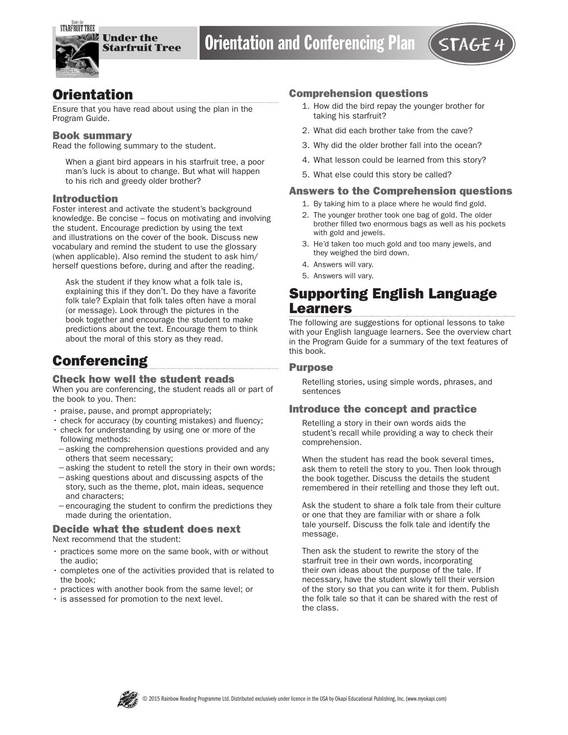# Under the Starfruit Tree — Orientation and Conferencing Plan — STAGE 4

## Orientation

Ensure that you have read about using the plan in the Program Guide.

### Book summary

Read the following summary to the student.

> When a giant bird appears in his starfruit tree, a poor man's luck is about to change. But what will happen to his rich and greedy older brother?

### Introduction

Foster interest and activate the student's background knowledge. Be concise – focus on motivating and involving the student. Encourage prediction by using the text and illustrations on the cover of the book. Discuss new vocabulary and remind the student to use the glossary (when applicable). Also remind the student to ask him/herself questions before, during and after the reading.

> Ask the student if they know what a folk tale is, explaining this if they don't. Do they have a favorite folk tale? Explain that folk tales often have a moral (or message). Look through the pictures in the book together and encourage the student to make predictions about the text. Encourage them to think about the moral of this story as they read.

## Conferencing

### Check how well the student reads

When you are conferencing, the student reads all or part of the book to you. Then:

- praise, pause, and prompt appropriately;
- check for accuracy (by counting mistakes) and fluency;
- check for understanding by using one or more of the following methods:
  - asking the comprehension questions provided and any others that seem necessary;
  - asking the student to retell the story in their own words;
  - asking questions about and discussing aspcts of the story, such as the theme, plot, main ideas, sequence and characters;
  - encouraging the student to confirm the predictions they made during the orientation.

### Decide what the student does next

Next recommend that the student:

- practices some more on the same book, with or without the audio;
- completes one of the activities provided that is related to the book;
- practices with another book from the same level; or
- is assessed for promotion to the next level.

### Comprehension questions

1. How did the bird repay the younger brother for taking his starfruit?
2. What did each brother take from the cave?
3. Why did the older brother fall into the ocean?
4. What lesson could be learned from this story?
5. What else could this story be called?

### Answers to the Comprehension questions

1. By taking him to a place where he would find gold.
2. The younger brother took one bag of gold. The older brother filled two enormous bags as well as his pockets with gold and jewels.
3. He'd taken too much gold and too many jewels, and they weighed the bird down.
4. Answers will vary.
5. Answers will vary.

## Supporting English Language Learners

The following are suggestions for optional lessons to take with your English language learners. See the overview chart in the Program Guide for a summary of the text features of this book.

### Purpose

> Retelling stories, using simple words, phrases, and sentences

### Introduce the concept and practice

> Retelling a story in their own words aids the student's recall while providing a way to check their comprehension.
>
> When the student has read the book several times, ask them to retell the story to you. Then look through the book together. Discuss the details the student remembered in their retelling and those they left out.
>
> Ask the student to share a folk tale from their culture or one that they are familiar with or share a folk tale yourself. Discuss the folk tale and identify the message.
>
> Then ask the student to rewrite the story of the starfruit tree in their own words, incorporating their own ideas about the purpose of the tale. If necessary, have the student slowly tell their version of the story so that you can write it for them. Publish the folk tale so that it can be shared with the rest of the class.

© 2015 Rainbow Reading Programme Ltd. Distributed exclusively under licence in the USA by Okapi Educational Publishing, Inc. (www.myokapi.com)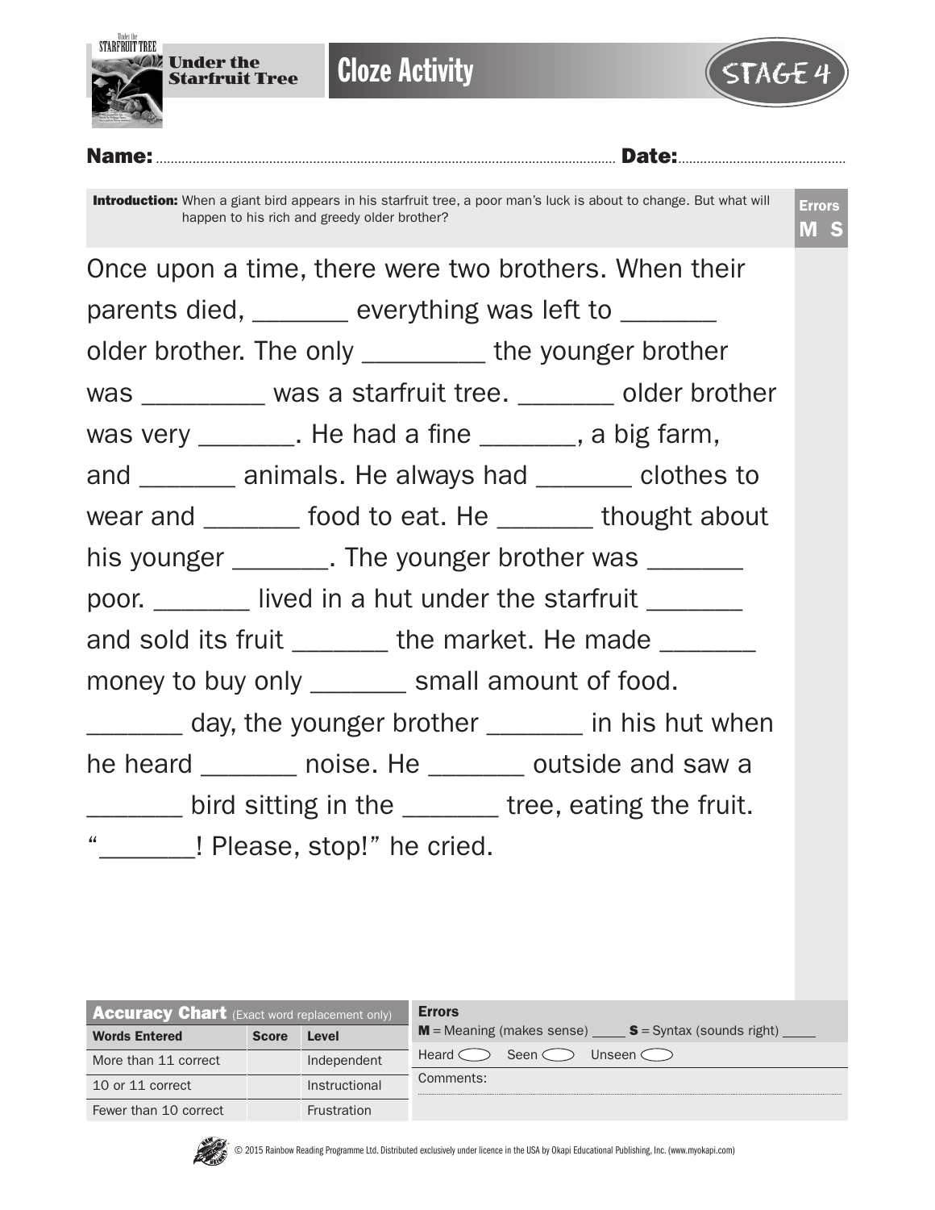# Under the Starfruit Tree

## Cloze Activity

STAGE 4

**Name:** ........................................................................ **Date:** ..........................................

**Introduction:** When a giant bird appears in his starfruit tree, a poor man's luck is about to change. But what will happen to his rich and greedy older brother?

**Errors**
**M S**

Once upon a time, there were two brothers. When their parents died, _______ everything was left to _______ older brother. The only _________ the younger brother was _________ was a starfruit tree. _______ older brother was very _______. He had a fine _______, a big farm, and _______ animals. He always had _______ clothes to wear and _______ food to eat. He _______ thought about his younger _______. The younger brother was _______ poor. _______ lived in a hut under the starfruit _______ and sold its fruit _______ the market. He made _______ money to buy only _______ small amount of food. _______ day, the younger brother _______ in his hut when he heard _______ noise. He _______ outside and saw a _______ bird sitting in the _______ tree, eating the fruit. "_______! Please, stop!" he cried.

| **Accuracy Chart** (Exact word replacement only) | | |
|---|---|---|
| **Words Entered** | **Score** | **Level** |
| More than 11 correct | | Independent |
| 10 or 11 correct | | Instructional |
| Fewer than 10 correct | | Frustration |

**Errors**
**M** = Meaning (makes sense) ____ **S** = Syntax (sounds right) ____

Heard ⬭ Seen ⬭ Unseen ⬭

Comments: ..........................................................................

© 2015 Rainbow Reading Programme Ltd. Distributed exclusively under licence in the USA by Okapi Educational Publishing, Inc. (www.myokapi.com)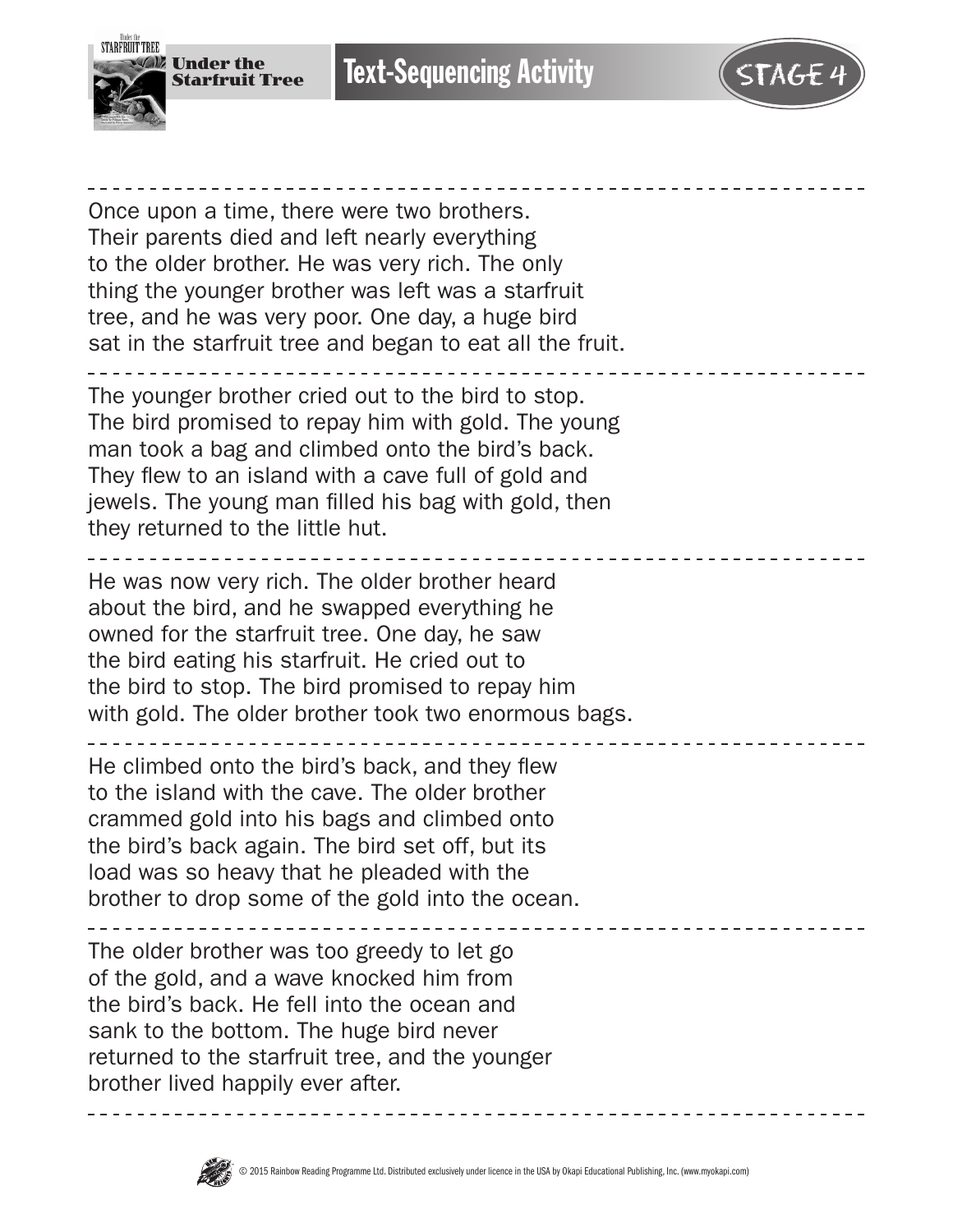# Text-Sequencing Activity

STAGE 4

Under the Starfruit Tree

---

Once upon a time, there were two brothers. Their parents died and left nearly everything to the older brother. He was very rich. The only thing the younger brother was left was a starfruit tree, and he was very poor. One day, a huge bird sat in the starfruit tree and began to eat all the fruit.

---

The younger brother cried out to the bird to stop. The bird promised to repay him with gold. The young man took a bag and climbed onto the bird's back. They flew to an island with a cave full of gold and jewels. The young man filled his bag with gold, then they returned to the little hut.

---

He was now very rich. The older brother heard about the bird, and he swapped everything he owned for the starfruit tree. One day, he saw the bird eating his starfruit. He cried out to the bird to stop. The bird promised to repay him with gold. The older brother took two enormous bags.

---

He climbed onto the bird's back, and they flew to the island with the cave. The older brother crammed gold into his bags and climbed onto the bird's back again. The bird set off, but its load was so heavy that he pleaded with the brother to drop some of the gold into the ocean.

---

The older brother was too greedy to let go of the gold, and a wave knocked him from the bird's back. He fell into the ocean and sank to the bottom. The huge bird never returned to the starfruit tree, and the younger brother lived happily ever after.

---

© 2015 Rainbow Reading Programme Ltd. Distributed exclusively under licence in the USA by Okapi Educational Publishing, Inc. (www.myokapi.com)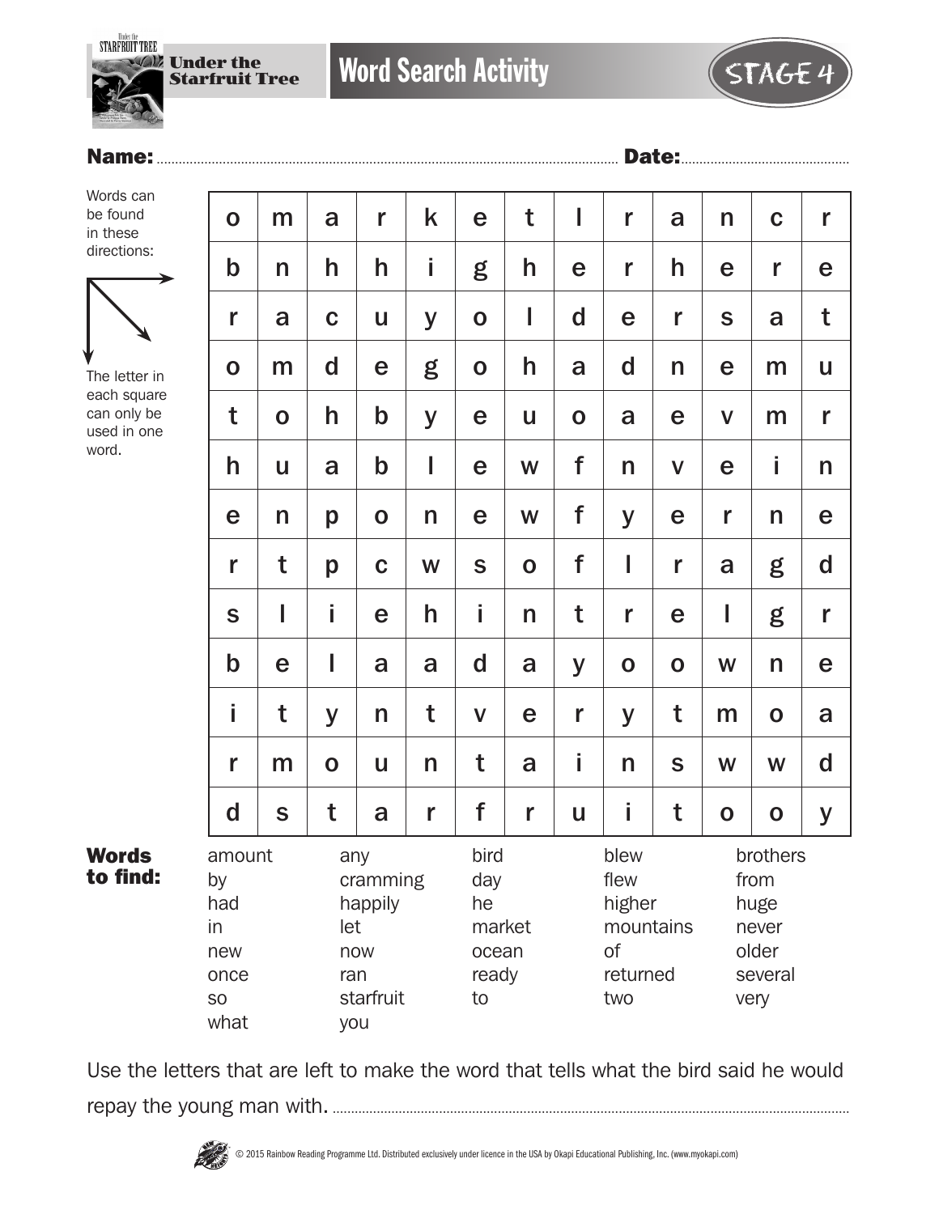Under the Starfruit Tree

# Word Search Activity

STAGE 4

**Name:** ........................................ **Date:** ........................................

Words can be found in these directions: → ↘ ↓

The letter in each square can only be used in one word.

| | | | | | | | | | | | | |
|---|---|---|---|---|---|---|---|---|---|---|---|---|
| o | m | a | r | k | e | t | l | r | a | n | c | r |
| b | n | h | h | i | g | h | e | r | h | e | r | e |
| r | a | c | u | y | o | l | d | e | r | s | a | t |
| o | m | d | e | g | o | h | a | d | n | e | m | u |
| t | o | h | b | y | e | u | o | a | e | v | m | r |
| h | u | a | b | l | e | w | f | n | v | e | i | n |
| e | n | p | o | n | e | w | f | y | e | r | n | e |
| r | t | p | c | w | s | o | f | l | r | a | g | d |
| s | l | i | e | h | i | n | t | r | e | l | g | r |
| b | e | l | a | a | d | a | y | o | o | w | n | e |
| i | t | y | n | t | v | e | r | y | t | m | o | a |
| r | m | o | u | n | t | a | i | n | s | w | w | d |
| d | s | t | a | r | f | r | u | i | t | o | o | y |

**Words to find:**

| | | | | |
|---|---|---|---|---|
| amount | any | bird | blew | brothers |
| by | cramming | day | flew | from |
| had | happily | he | higher | huge |
| in | let | market | mountains | never |
| new | now | ocean | of | older |
| once | ran | ready | returned | several |
| so | starfruit | to | two | very |
| what | you | | | |

Use the letters that are left to make the word that tells what the bird said he would repay the young man with. ........................................

© 2015 Rainbow Reading Programme Ltd. Distributed exclusively under licence in the USA by Okapi Educational Publishing, Inc. (www.myokapi.com)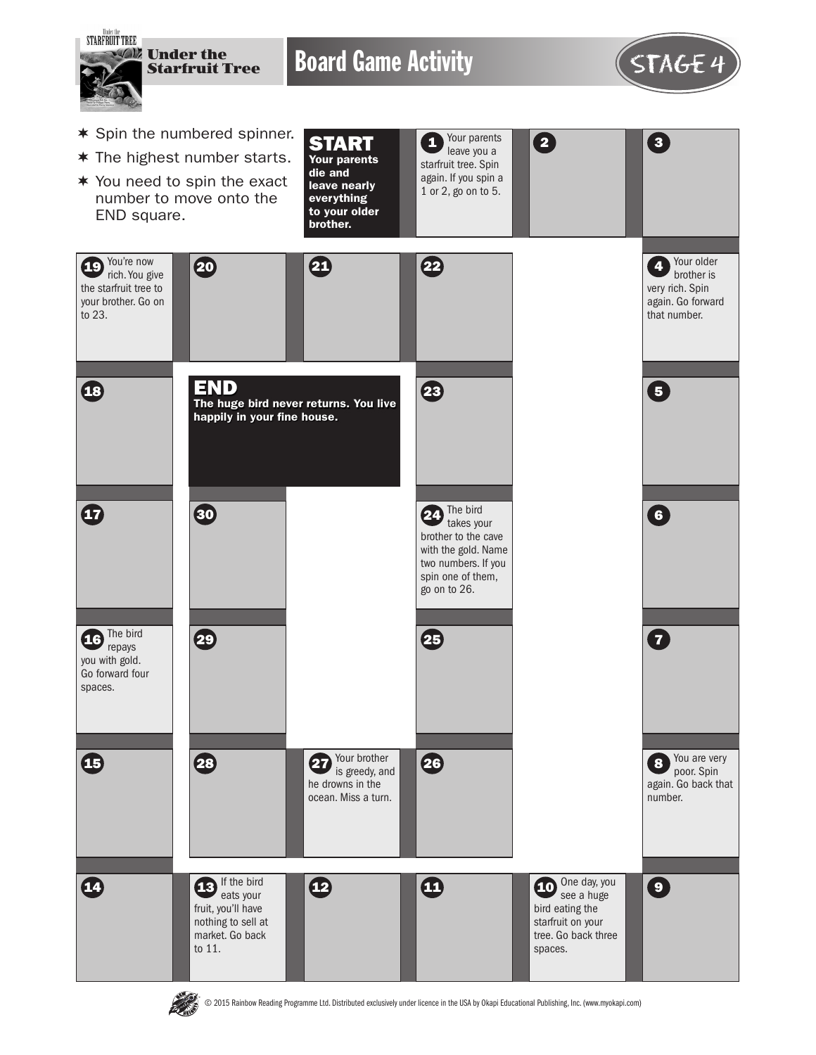# Board Game Activity

STAGE 4

Under the Starfruit Tree

- Spin the numbered spinner.
- The highest number starts.
- You need to spin the exact number to move onto the END square.

**START** **Your parents die and leave nearly everything to your older brother.**

**1** Your parents leave you a starfruit tree. Spin again. If you spin a 1 or 2, go on to 5.

**2**

**3**

**4** Your older brother is very rich. Spin again. Go forward that number.

**5**

**6**

**7**

**8** You are very poor. Spin again. Go back that number.

**9**

**10** One day, you see a huge bird eating the starfruit on your tree. Go back three spaces.

**11**

**12**

**13** If the bird eats your fruit, you'll have nothing to sell at market. Go back to 11.

**14**

**15**

**16** The bird repays you with gold. Go forward four spaces.

**17**

**18**

**19** You're now rich. You give the starfruit tree to your brother. Go on to 23.

**20**

**21**

**22**

**23**

**24** The bird takes your brother to the cave with the gold. Name two numbers. If you spin one of them, go on to 26.

**25**

**26**

**27** Your brother is greedy, and he drowns in the ocean. Miss a turn.

**28**

**29**

**30**

**END** **The huge bird never returns. You live happily in your fine house.**

© 2015 Rainbow Reading Programme Ltd. Distributed exclusively under licence in the USA by Okapi Educational Publishing, Inc. (www.myokapi.com)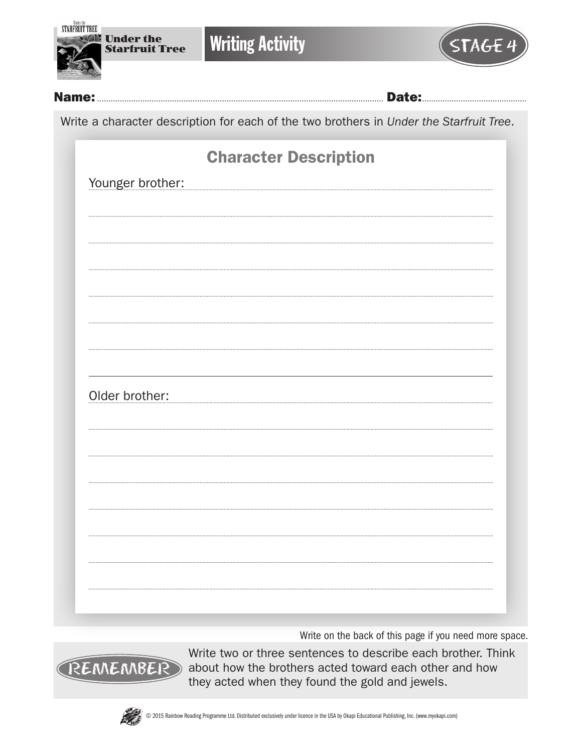# Under the Starfruit Tree

## Writing Activity

STAGE 4

**Name:** .................................................. **Date:** ..............................

Write a character description for each of the two brothers in *Under the Starfruit Tree*.

### Character Description

Younger brother: ..................................................

..................................................

..................................................

..................................................

..................................................

..................................................

..................................................

Older brother: ..................................................

..................................................

..................................................

..................................................

..................................................

..................................................

..................................................

..................................................

Write on the back of this page if you need more space.

**REMEMBER** Write two or three sentences to describe each brother. Think about how the brothers acted toward each other and how they acted when they found the gold and jewels.

© 2015 Rainbow Reading Programme Ltd. Distributed exclusively under licence in the USA by Okapi Educational Publishing, Inc. (www.myokapi.com)